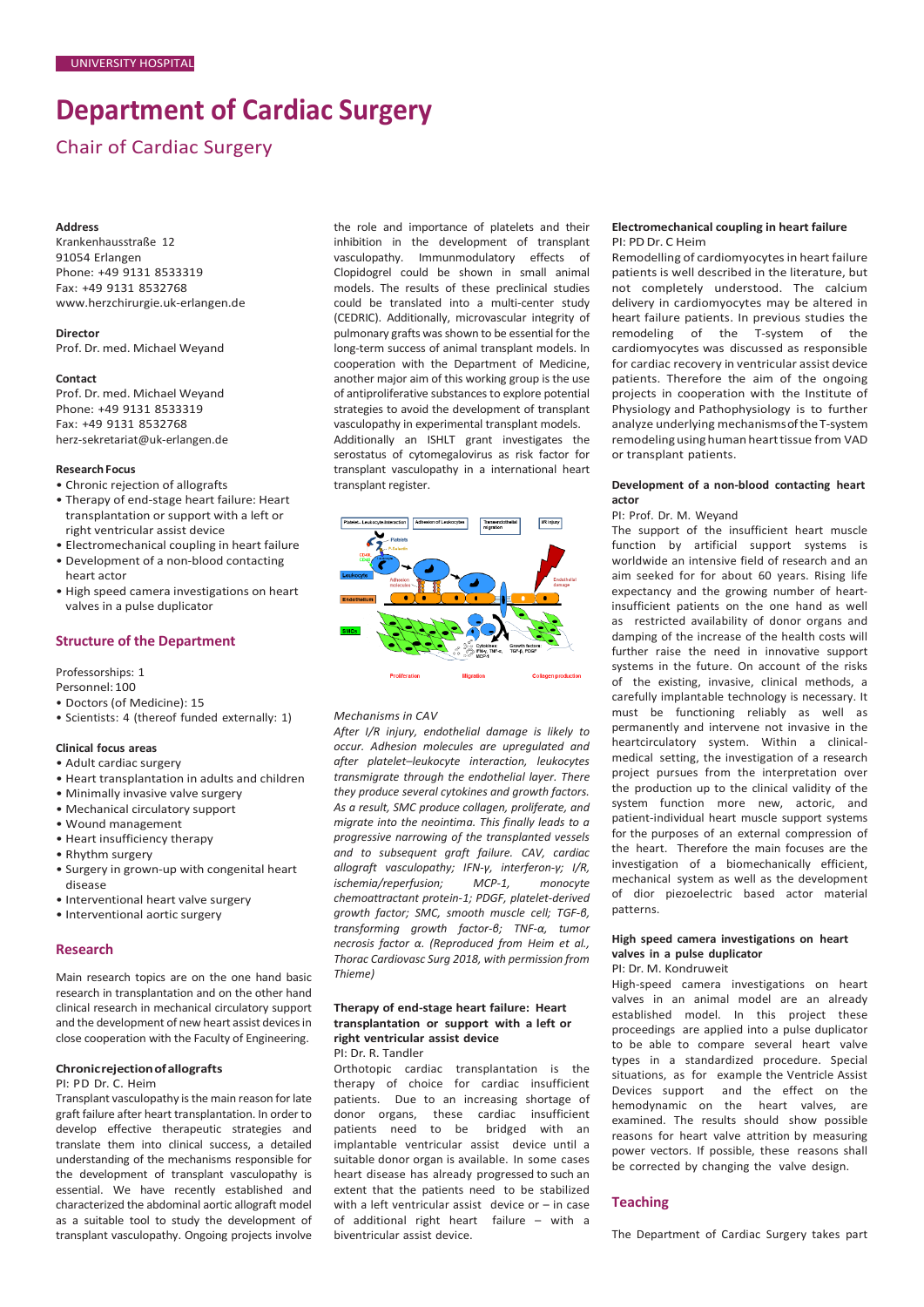UNIVERSITY HOSPITAL

# Department of Cardiac Surgery

## Chair of Cardiac Surgery

**Address**
Krankenhausstraße 12
91054 Erlangen
Phone: +49 9131 8533319
Fax: +49 9131 8532768
www.herzchirurgie.uk-erlangen.de

**Director**
Prof. Dr. med. Michael Weyand

**Contact**
Prof. Dr. med. Michael Weyand
Phone: +49 9131 8533319
Fax: +49 9131 8532768
herz-sekretariat@uk-erlangen.de

**Research Focus**

- Chronic rejection of allografts
- Therapy of end-stage heart failure: Heart transplantation or support with a left or right ventricular assist device
- Electromechanical coupling in heart failure
- Development of a non-blood contacting heart actor
- High speed camera investigations on heart valves in a pulse duplicator

## Structure of the Department

Professorships: 1
Personnel: 100

- Doctors (of Medicine): 15
- Scientists: 4 (thereof funded externally: 1)

**Clinical focus areas**

- Adult cardiac surgery
- Heart transplantation in adults and children
- Minimally invasive valve surgery
- Mechanical circulatory support
- Wound management
- Heart insufficiency therapy
- Rhythm surgery
- Surgery in grown-up with congenital heart disease
- Interventional heart valve surgery
- Interventional aortic surgery

## Research

Main research topics are on the one hand basic research in transplantation and on the other hand clinical research in mechanical circulatory support and the development of new heart assist devices in close cooperation with the Faculty of Engineering.

### Chronic rejection of allografts

PI: PD Dr. C. Heim

Transplant vasculopathy is the main reason for late graft failure after heart transplantation. In order to develop effective therapeutic strategies and translate them into clinical success, a detailed understanding of the mechanisms responsible for the development of transplant vasculopathy is essential. We have recently established and characterized the abdominal aortic allograft model as a suitable tool to study the development of transplant vasculopathy. Ongoing projects involve the role and importance of platelets and their inhibition in the development of transplant vasculopathy. Immunmodulatory effects of Clopidogrel could be shown in small animal models. The results of these preclinical studies could be translated into a multi-center study (CEDRIC). Additionally, microvascular integrity of pulmonary grafts was shown to be essential for the long-term success of animal transplant models. In cooperation with the Department of Medicine, another major aim of this working group is the use of antiproliferative substances to explore potential strategies to avoid the development of transplant vasculopathy in experimental transplant models. Additionally an ISHLT grant investigates the serostatus of cytomegalovirus as risk factor for transplant vasculopathy in a international heart transplant register.

*Mechanisms in CAV*

*After I/R injury, endothelial damage is likely to occur. Adhesion molecules are upregulated and after platelet–leukocyte interaction, leukocytes transmigrate through the endothelial layer. There they produce several cytokines and growth factors. As a result, SMC produce collagen, proliferate, and migrate into the neointima. This finally leads to a progressive narrowing of the transplanted vessels and to subsequent graft failure. CAV, cardiac allograft vasculopathy; IFN-γ, interferon-γ; I/R, ischemia/reperfusion; MCP-1, monocyte chemoattractant protein-1; PDGF, platelet-derived growth factor; SMC, smooth muscle cell; TGF-β, transforming growth factor-β; TNF-α, tumor necrosis factor α. (Reproduced from Heim et al., Thorac Cardiovasc Surg 2018, with permission from Thieme)*

### Therapy of end-stage heart failure: Heart transplantation or support with a left or right ventricular assist device

PI: Dr. R. Tandler

Orthotopic cardiac transplantation is the therapy of choice for cardiac insufficient patients. Due to an increasing shortage of donor organs, these cardiac insufficient patients need to be bridged with an implantable ventricular assist device until a suitable donor organ is available. In some cases heart disease has already progressed to such an extent that the patients need to be stabilized with a left ventricular assist device or – in case of additional right heart failure – with a biventricular assist device.

### Electromechanical coupling in heart failure

PI: PD Dr. C Heim

Remodelling of cardiomyocytes in heart failure patients is well described in the literature, but not completely understood. The calcium delivery in cardiomyocytes may be altered in heart failure patients. In previous studies the remodeling of the T-system of the cardiomyocytes was discussed as responsible for cardiac recovery in ventricular assist device patients. Therefore the aim of the ongoing projects in cooperation with the Institute of Physiology and Pathophysiology is to further analyze underlying mechanisms of the T-system remodeling using human heart tissue from VAD or transplant patients.

### Development of a non-blood contacting heart actor

PI: Prof. Dr. M. Weyand

The support of the insufficient heart muscle function by artificial support systems is worldwide an intensive field of research and an aim seeked for for about 60 years. Rising life expectancy and the growing number of heart-insufficient patients on the one hand as well as restricted availability of donor organs and damping of the increase of the health costs will further raise the need in innovative support systems in the future. On account of the risks of the existing, invasive, clinical methods, a carefully implantable technology is necessary. It must be functioning reliably as well as permanently and intervene not invasive in the heartcirculatory system. Within a clinical-medical setting, the investigation of a research project pursues from the interpretation over the production up to the clinical validity of the system function more new, actoric, and patient-individual heart muscle support systems for the purposes of an external compression of the heart. Therefore the main focuses are the investigation of a biomechanically efficient, mechanical system as well as the development of dior piezoelectric based actor material patterns.

### High speed camera investigations on heart valves in a pulse duplicator

PI: Dr. M. Kondruweit

High-speed camera investigations on heart valves in an animal model are an already established model. In this project these proceedings are applied into a pulse duplicator to be able to compare several heart valve types in a standardized procedure. Special situations, as for example the Ventricle Assist Devices support and the effect on the hemodynamic on the heart valves, are examined. The results should show possible reasons for heart valve attrition by measuring power vectors. If possible, these reasons shall be corrected by changing the valve design.

## Teaching

The Department of Cardiac Surgery takes part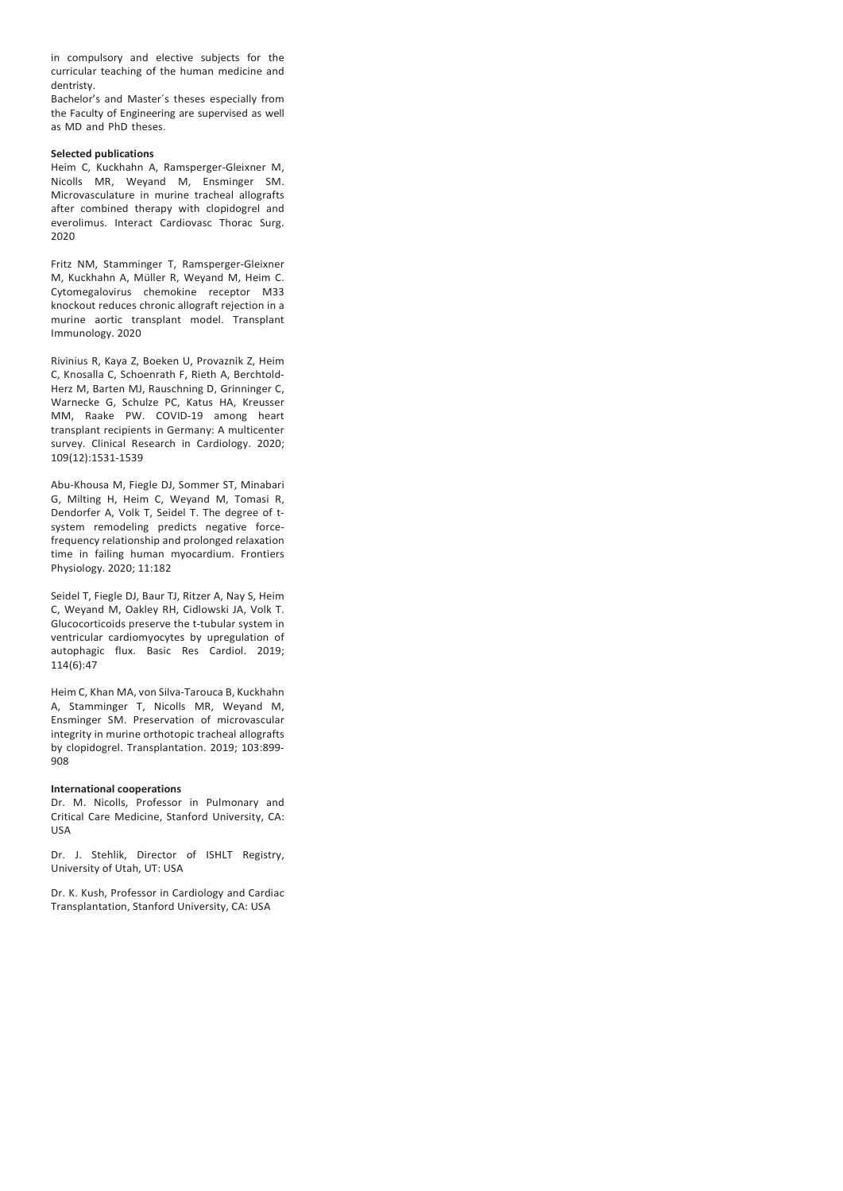in compulsory and elective subjects for the curricular teaching of the human medicine and dentristy.

Bachelor's and Master´s theses especially from the Faculty of Engineering are supervised as well as MD and PhD theses.

**Selected publications**

Heim C, Kuckhahn A, Ramsperger-Gleixner M, Nicolls MR, Weyand M, Ensminger SM. Microvasculature in murine tracheal allografts after combined therapy with clopidogrel and everolimus. Interact Cardiovasc Thorac Surg. 2020

Fritz NM, Stamminger T, Ramsperger-Gleixner M, Kuckhahn A, Müller R, Weyand M, Heim C. Cytomegalovirus chemokine receptor M33 knockout reduces chronic allograft rejection in a murine aortic transplant model. Transplant Immunology. 2020

Rivinius R, Kaya Z, Boeken U, Provaznik Z, Heim C, Knosalla C, Schoenrath F, Rieth A, Berchtold-Herz M, Barten MJ, Rauschning D, Grinninger C, Warnecke G, Schulze PC, Katus HA, Kreusser MM, Raake PW. COVID-19 among heart transplant recipients in Germany: A multicenter survey. Clinical Research in Cardiology. 2020; 109(12):1531-1539

Abu-Khousa M, Fiegle DJ, Sommer ST, Minabari G, Milting H, Heim C, Weyand M, Tomasi R, Dendorfer A, Volk T, Seidel T. The degree of t-system remodeling predicts negative force-frequency relationship and prolonged relaxation time in failing human myocardium. Frontiers Physiology. 2020; 11:182

Seidel T, Fiegle DJ, Baur TJ, Ritzer A, Nay S, Heim C, Weyand M, Oakley RH, Cidlowski JA, Volk T. Glucocorticoids preserve the t-tubular system in ventricular cardiomyocytes by upregulation of autophagic flux. Basic Res Cardiol. 2019; 114(6):47

Heim C, Khan MA, von Silva-Tarouca B, Kuckhahn A, Stamminger T, Nicolls MR, Weyand M, Ensminger SM. Preservation of microvascular integrity in murine orthotopic tracheal allografts by clopidogrel. Transplantation. 2019; 103:899-908

**International cooperations**

Dr. M. Nicolls, Professor in Pulmonary and Critical Care Medicine, Stanford University, CA: USA

Dr. J. Stehlik, Director of ISHLT Registry, University of Utah, UT: USA

Dr. K. Kush, Professor in Cardiology and Cardiac Transplantation, Stanford University, CA: USA